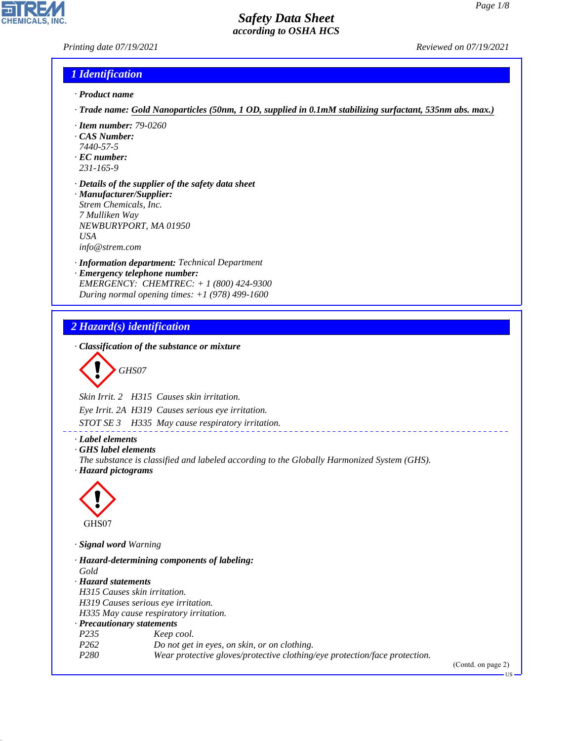## 1 Identification

· **Product name**

· **Trade name:** **Gold Nanoparticles (50nm, 1 OD, supplied in 0.1mM stabilizing surfactant, 535nm abs. max.)**

· **Item number:** 79-0260
· **CAS Number:**
7440-57-5
· **EC number:**
231-165-9

· **Details of the supplier of the safety data sheet**
· **Manufacturer/Supplier:**
Strem Chemicals, Inc.
7 Mulliken Way
NEWBURYPORT, MA 01950
USA
info@strem.com

· **Information department:** Technical Department
· **Emergency telephone number:**
EMERGENCY: CHEMTREC: + 1 (800) 424-9300
During normal opening times: +1 (978) 499-1600

## 2 Hazard(s) identification

· **Classification of the substance or mixture**

GHS07

Skin Irrit. 2 H315 Causes skin irritation.

Eye Irrit. 2A H319 Causes serious eye irritation.

STOT SE 3 H335 May cause respiratory irritation.

· **Label elements**
· **GHS label elements**
The substance is classified and labeled according to the Globally Harmonized System (GHS).
· **Hazard pictograms**

GHS07

· **Signal word** Warning

· **Hazard-determining components of labeling:**
Gold
· **Hazard statements**
H315 Causes skin irritation.
H319 Causes serious eye irritation.
H335 May cause respiratory irritation.
· **Precautionary statements**

| | |
|---|---|
| P235 | Keep cool. |
| P262 | Do not get in eyes, on skin, or on clothing. |
| P280 | Wear protective gloves/protective clothing/eye protection/face protection. |

(Contd. on page 2)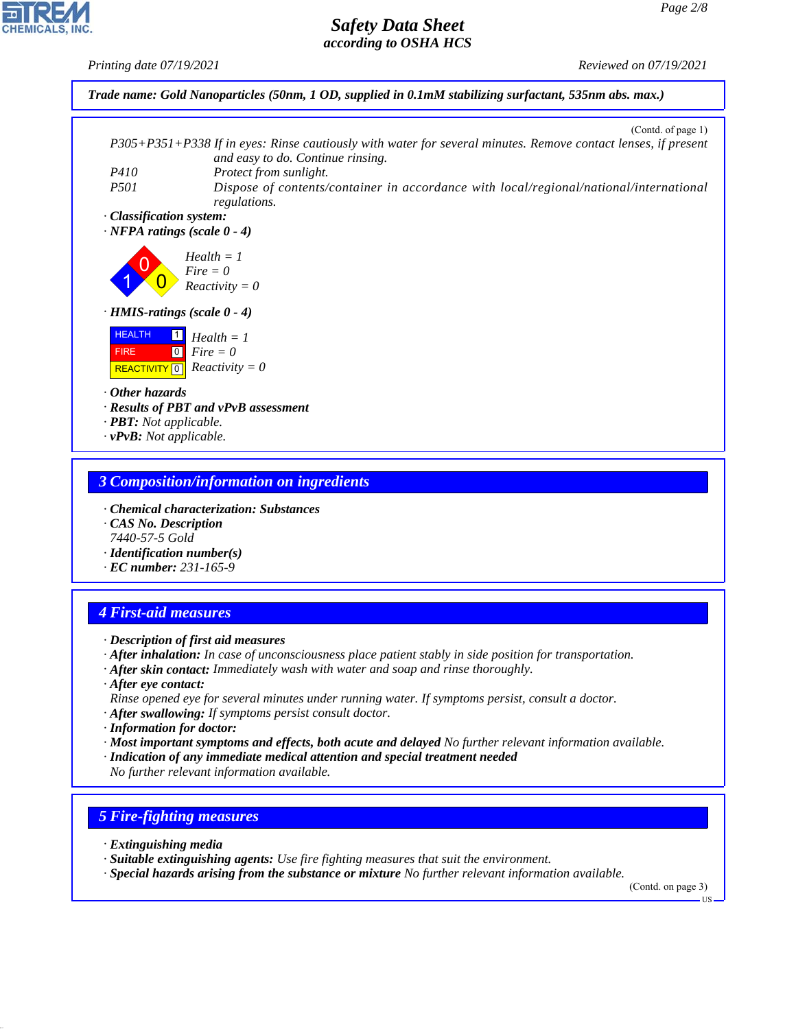**Trade name: Gold Nanoparticles (50nm, 1 OD, supplied in 0.1mM stabilizing surfactant, 535nm abs. max.)**

(Contd. of page 1)

P305+P351+P338 If in eyes: Rinse cautiously with water for several minutes. Remove contact lenses, if present and easy to do. Continue rinsing.
P410 Protect from sunlight.
P501 Dispose of contents/container in accordance with local/regional/national/international regulations.

· **Classification system:**
· **NFPA ratings (scale 0 - 4)**

Health = 1
Fire = 0
Reactivity = 0

· **HMIS-ratings (scale 0 - 4)**

| | | |
|---|---|---|
| HEALTH | 1 | Health = 1 |
| FIRE | 0 | Fire = 0 |
| REACTIVITY | 0 | Reactivity = 0 |

· **Other hazards**
· **Results of PBT and vPvB assessment**
· **PBT:** Not applicable.
· **vPvB:** Not applicable.

## 3 Composition/information on ingredients

· **Chemical characterization: Substances**
· **CAS No. Description**
7440-57-5 Gold
· **Identification number(s)**
· **EC number:** 231-165-9

## 4 First-aid measures

· **Description of first aid measures**
· **After inhalation:** In case of unconsciousness place patient stably in side position for transportation.
· **After skin contact:** Immediately wash with water and soap and rinse thoroughly.
· **After eye contact:**
Rinse opened eye for several minutes under running water. If symptoms persist, consult a doctor.
· **After swallowing:** If symptoms persist consult doctor.
· **Information for doctor:**
· **Most important symptoms and effects, both acute and delayed** No further relevant information available.
· **Indication of any immediate medical attention and special treatment needed**
No further relevant information available.

## 5 Fire-fighting measures

· **Extinguishing media**
· **Suitable extinguishing agents:** Use fire fighting measures that suit the environment.
· **Special hazards arising from the substance or mixture** No further relevant information available.

(Contd. on page 3)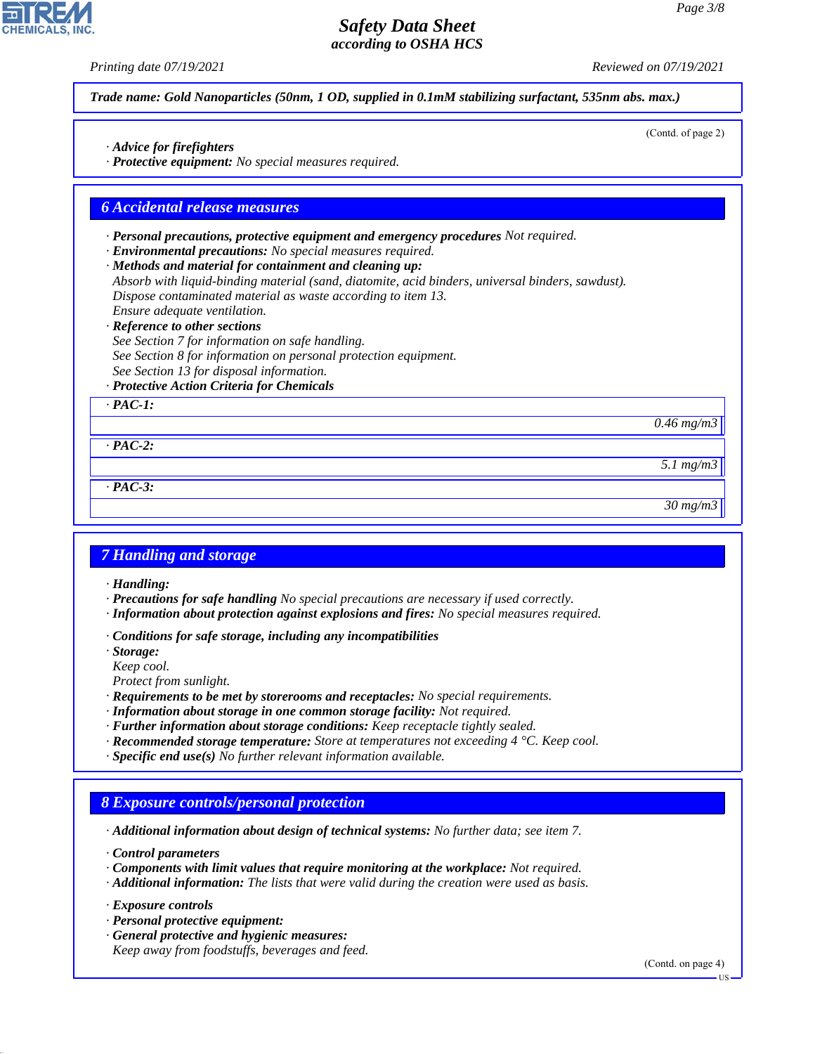Trade name: Gold Nanoparticles (50nm, 1 OD, supplied in 0.1mM stabilizing surfactant, 535nm abs. max.)

(Contd. of page 2)

· **Advice for firefighters**
· **Protective equipment:** No special measures required.

## 6 Accidental release measures

· **Personal precautions, protective equipment and emergency procedures** Not required.
· **Environmental precautions:** No special measures required.
· **Methods and material for containment and cleaning up:**
Absorb with liquid-binding material (sand, diatomite, acid binders, universal binders, sawdust).
Dispose contaminated material as waste according to item 13.
Ensure adequate ventilation.
· **Reference to other sections**
See Section 7 for information on safe handling.
See Section 8 for information on personal protection equipment.
See Section 13 for disposal information.
· **Protective Action Criteria for Chemicals**

| · PAC-1: |
|---|
| 0.46 mg/m3 |
| · PAC-2: |
| 5.1 mg/m3 |
| · PAC-3: |
| 30 mg/m3 |

## 7 Handling and storage

· **Handling:**
· **Precautions for safe handling** No special precautions are necessary if used correctly.
· **Information about protection against explosions and fires:** No special measures required.

· **Conditions for safe storage, including any incompatibilities**
· **Storage:**
Keep cool.
Protect from sunlight.
· **Requirements to be met by storerooms and receptacles:** No special requirements.
· **Information about storage in one common storage facility:** Not required.
· **Further information about storage conditions:** Keep receptacle tightly sealed.
· **Recommended storage temperature:** Store at temperatures not exceeding 4 °C. Keep cool.
· **Specific end use(s)** No further relevant information available.

## 8 Exposure controls/personal protection

· **Additional information about design of technical systems:** No further data; see item 7.

· **Control parameters**
· **Components with limit values that require monitoring at the workplace:** Not required.
· **Additional information:** The lists that were valid during the creation were used as basis.

· **Exposure controls**
· **Personal protective equipment:**
· **General protective and hygienic measures:**
Keep away from foodstuffs, beverages and feed.

(Contd. on page 4)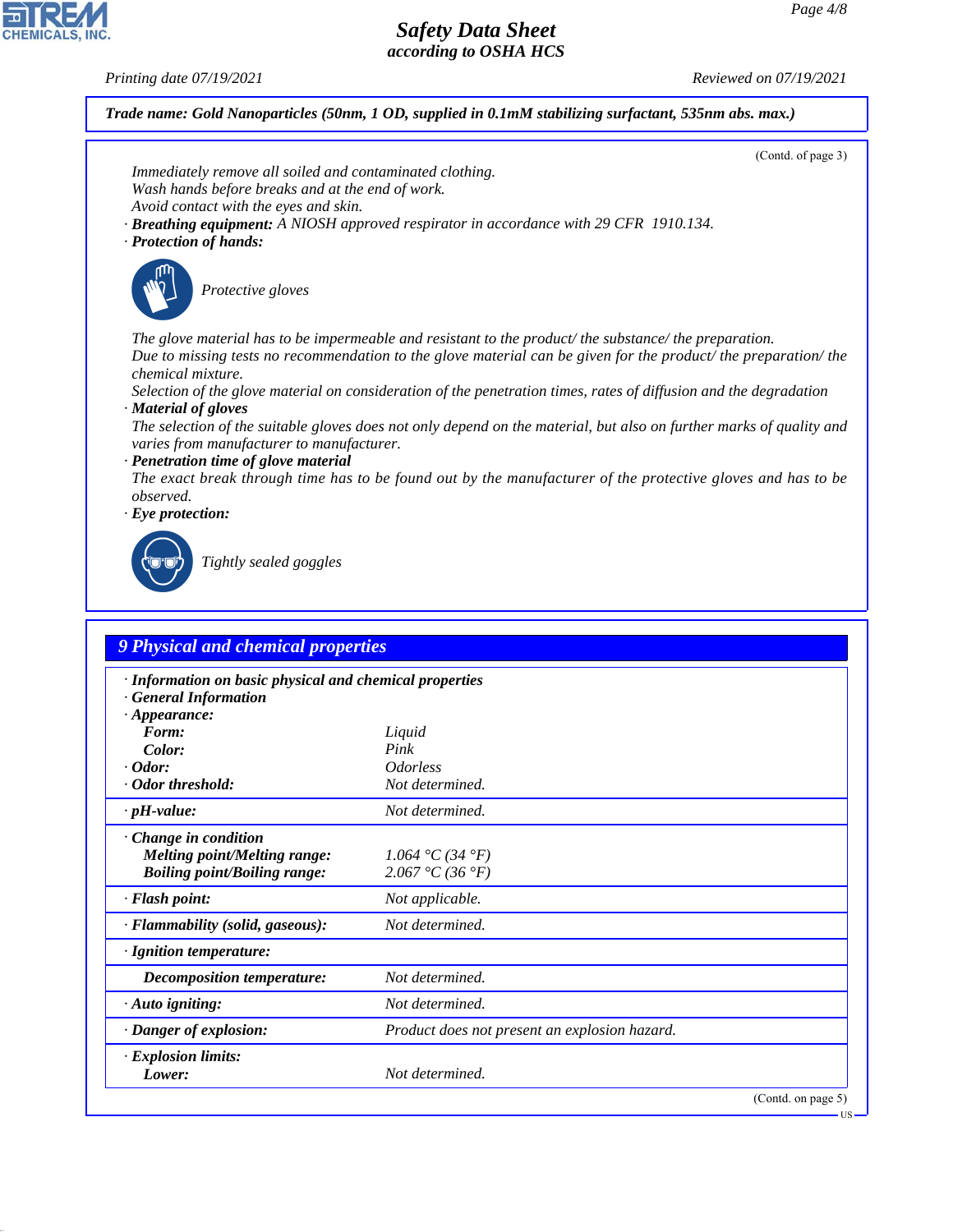**Trade name: Gold Nanoparticles (50nm, 1 OD, supplied in 0.1mM stabilizing surfactant, 535nm abs. max.)**

(Contd. of page 3)

Immediately remove all soiled and contaminated clothing.
Wash hands before breaks and at the end of work.
Avoid contact with the eyes and skin.

· **Breathing equipment:** A NIOSH approved respirator in accordance with 29 CFR 1910.134.

· **Protection of hands:**

Protective gloves

The glove material has to be impermeable and resistant to the product/ the substance/ the preparation.
Due to missing tests no recommendation to the glove material can be given for the product/ the preparation/ the chemical mixture.
Selection of the glove material on consideration of the penetration times, rates of diffusion and the degradation

· **Material of gloves**

The selection of the suitable gloves does not only depend on the material, but also on further marks of quality and varies from manufacturer to manufacturer.

· **Penetration time of glove material**

The exact break through time has to be found out by the manufacturer of the protective gloves and has to be observed.

· **Eye protection:**

Tightly sealed goggles

## 9 Physical and chemical properties

· **Information on basic physical and chemical properties**

· **General Information**

· **Appearance:**

| | |
|---|---|
| **Form:** | Liquid |
| **Color:** | Pink |
| · **Odor:** | Odorless |
| · **Odor threshold:** | Not determined. |
| · **pH-value:** | Not determined. |
| · **Change in condition** | |
| **Melting point/Melting range:** | 1.064 °C (34 °F) |
| **Boiling point/Boiling range:** | 2.067 °C (36 °F) |
| · **Flash point:** | Not applicable. |
| · **Flammability (solid, gaseous):** | Not determined. |
| · **Ignition temperature:** | |
| **Decomposition temperature:** | Not determined. |
| · **Auto igniting:** | Not determined. |
| · **Danger of explosion:** | Product does not present an explosion hazard. |
| · **Explosion limits:** | |
| **Lower:** | Not determined. |

(Contd. on page 5)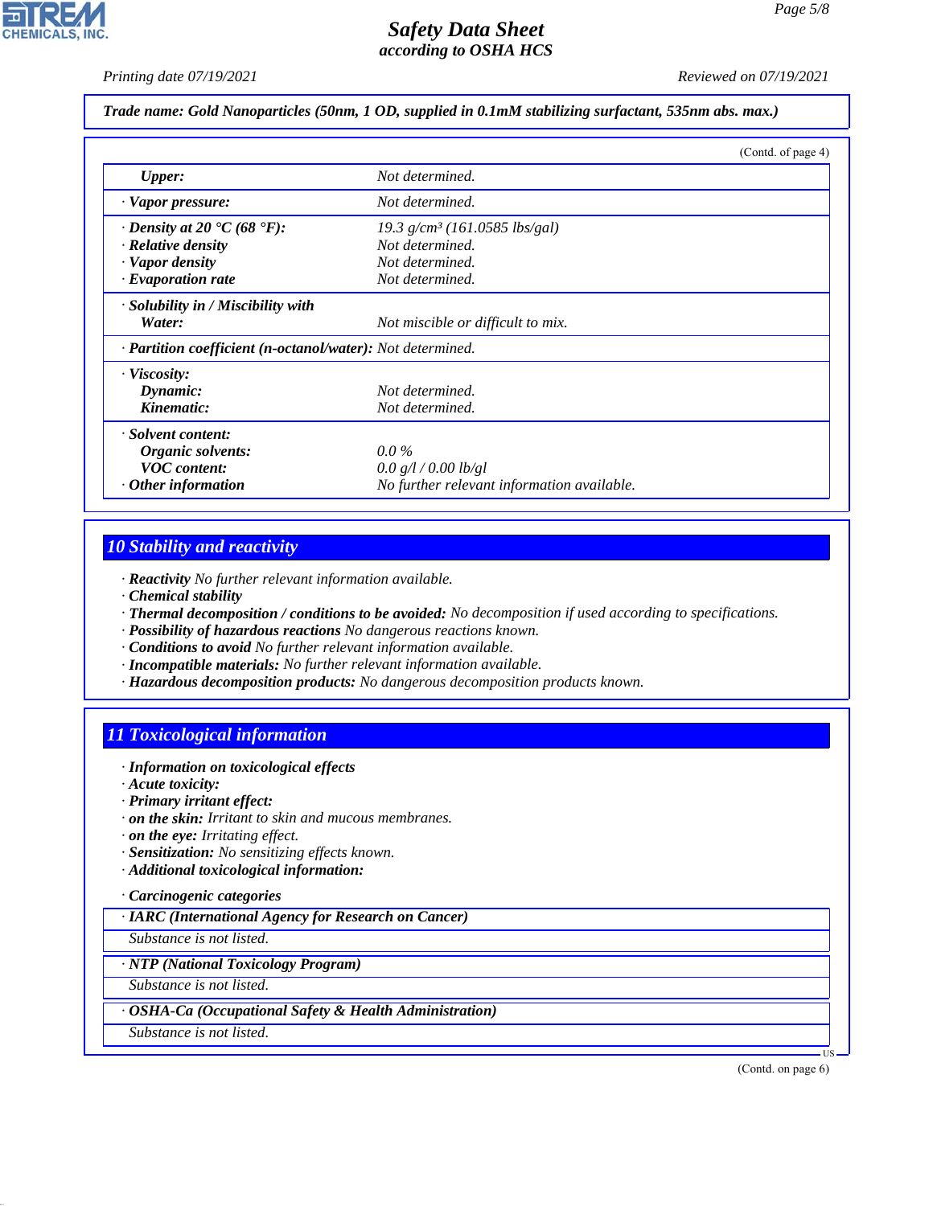Trade name: Gold Nanoparticles (50nm, 1 OD, supplied in 0.1mM stabilizing surfactant, 535nm abs. max.)

(Contd. of page 4)

| | |
|---|---|
| **Upper:** | Not determined. |
| · **Vapor pressure:** | Not determined. |
| · **Density at 20 °C (68 °F):** | 19.3 g/cm³ (161.0585 lbs/gal) |
| · **Relative density** | Not determined. |
| · **Vapor density** | Not determined. |
| · **Evaporation rate** | Not determined. |
| · **Solubility in / Miscibility with Water:** | Not miscible or difficult to mix. |
| · **Partition coefficient (n-octanol/water):** | Not determined. |
| · **Viscosity:** | |
| **Dynamic:** | Not determined. |
| **Kinematic:** | Not determined. |
| · **Solvent content:** | |
| **Organic solvents:** | 0.0 % |
| **VOC content:** | 0.0 g/l / 0.00 lb/gl |
| · **Other information** | No further relevant information available. |

## 10 Stability and reactivity

· **Reactivity** No further relevant information available.
· **Chemical stability**
· **Thermal decomposition / conditions to be avoided:** No decomposition if used according to specifications.
· **Possibility of hazardous reactions** No dangerous reactions known.
· **Conditions to avoid** No further relevant information available.
· **Incompatible materials:** No further relevant information available.
· **Hazardous decomposition products:** No dangerous decomposition products known.

## 11 Toxicological information

· **Information on toxicological effects**
· **Acute toxicity:**
· **Primary irritant effect:**
· **on the skin:** Irritant to skin and mucous membranes.
· **on the eye:** Irritating effect.
· **Sensitization:** No sensitizing effects known.
· **Additional toxicological information:**

· **Carcinogenic categories**

| · **IARC (International Agency for Research on Cancer)** |
|---|
| Substance is not listed. |

| · **NTP (National Toxicology Program)** |
|---|
| Substance is not listed. |

| · **OSHA-Ca (Occupational Safety & Health Administration)** |
|---|
| Substance is not listed. |

(Contd. on page 6)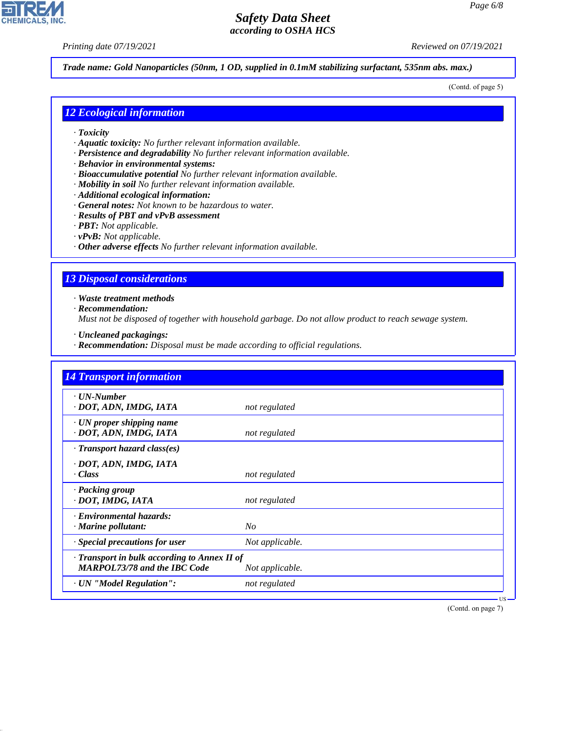**Trade name: Gold Nanoparticles (50nm, 1 OD, supplied in 0.1mM stabilizing surfactant, 535nm abs. max.)**

(Contd. of page 5)

## 12 Ecological information

- **Toxicity**
- **Aquatic toxicity:** No further relevant information available.
- **Persistence and degradability** No further relevant information available.
- **Behavior in environmental systems:**
- **Bioaccumulative potential** No further relevant information available.
- **Mobility in soil** No further relevant information available.
- **Additional ecological information:**
- **General notes:** Not known to be hazardous to water.
- **Results of PBT and vPvB assessment**
- **PBT:** Not applicable.
- **vPvB:** Not applicable.
- **Other adverse effects** No further relevant information available.

## 13 Disposal considerations

- **Waste treatment methods**
- **Recommendation:**
  Must not be disposed of together with household garbage. Do not allow product to reach sewage system.

- **Uncleaned packagings:**
- **Recommendation:** Disposal must be made according to official regulations.

## 14 Transport information

| | |
|---|---|
| **UN-Number** | |
| **DOT, ADN, IMDG, IATA** | not regulated |
| **UN proper shipping name** | |
| **DOT, ADN, IMDG, IATA** | not regulated |
| **Transport hazard class(es)** | |
| **DOT, ADN, IMDG, IATA** | |
| **Class** | not regulated |
| **Packing group** | |
| **DOT, IMDG, IATA** | not regulated |
| **Environmental hazards:** | |
| **Marine pollutant:** | No |
| **Special precautions for user** | Not applicable. |
| **Transport in bulk according to Annex II of MARPOL73/78 and the IBC Code** | Not applicable. |
| **UN "Model Regulation":** | not regulated |

(Contd. on page 7)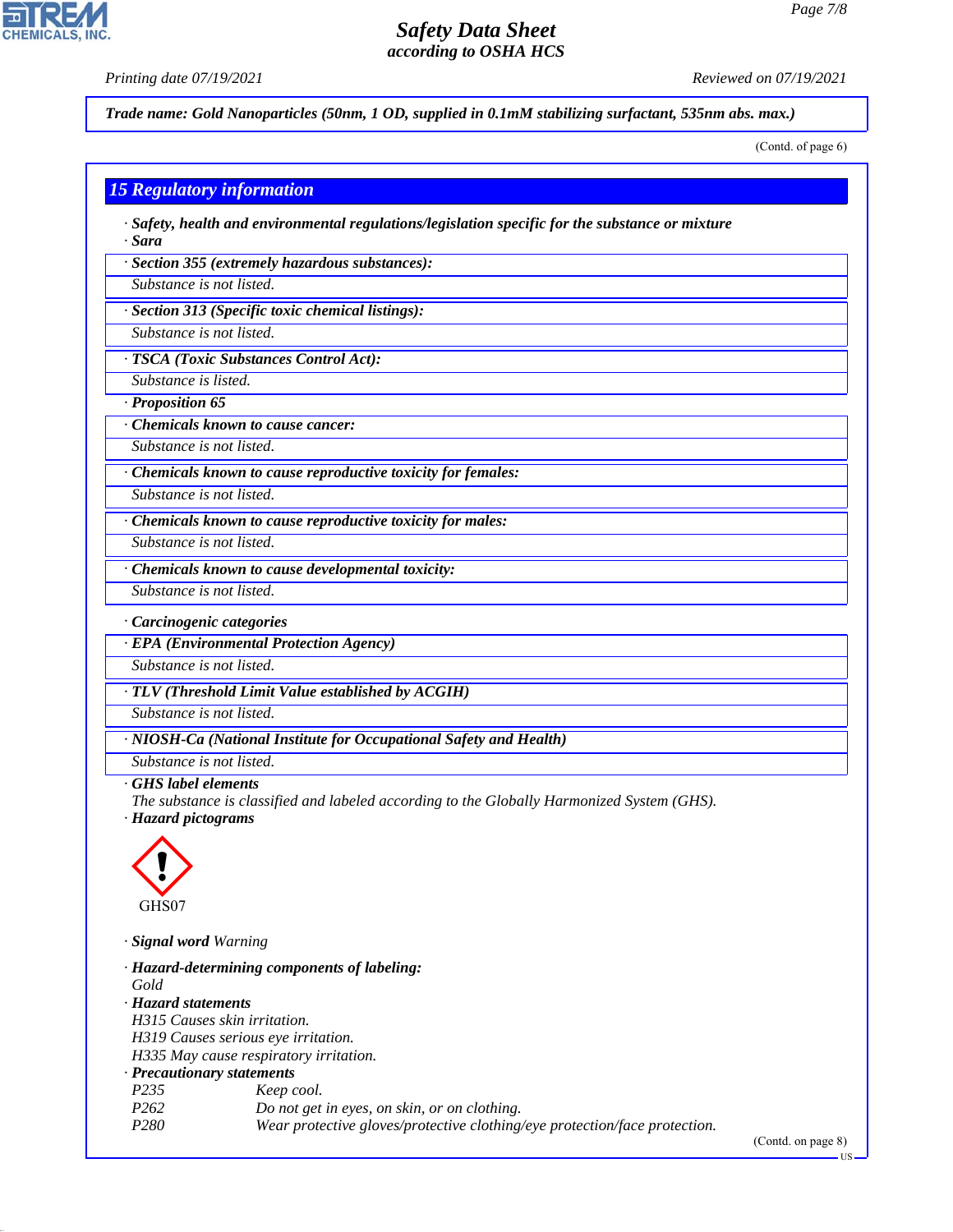Trade name: Gold Nanoparticles (50nm, 1 OD, supplied in 0.1mM stabilizing surfactant, 535nm abs. max.)

(Contd. of page 6)

## 15 Regulatory information

· **Safety, health and environmental regulations/legislation specific for the substance or mixture**
· **Sara**

· **Section 355 (extremely hazardous substances):**
Substance is not listed.

· **Section 313 (Specific toxic chemical listings):**
Substance is not listed.

· **TSCA (Toxic Substances Control Act):**
Substance is listed.

· **Proposition 65**

· **Chemicals known to cause cancer:**
Substance is not listed.

· **Chemicals known to cause reproductive toxicity for females:**
Substance is not listed.

· **Chemicals known to cause reproductive toxicity for males:**
Substance is not listed.

· **Chemicals known to cause developmental toxicity:**
Substance is not listed.

· **Carcinogenic categories**

· **EPA (Environmental Protection Agency)**
Substance is not listed.

· **TLV (Threshold Limit Value established by ACGIH)**
Substance is not listed.

· **NIOSH-Ca (National Institute for Occupational Safety and Health)**
Substance is not listed.

· **GHS label elements**
The substance is classified and labeled according to the Globally Harmonized System (GHS).

· **Hazard pictograms**

GHS07

· **Signal word** Warning

· **Hazard-determining components of labeling:**
Gold

· **Hazard statements**
H315 Causes skin irritation.
H319 Causes serious eye irritation.
H335 May cause respiratory irritation.

· **Precautionary statements**

| | |
|---|---|
| P235 | Keep cool. |
| P262 | Do not get in eyes, on skin, or on clothing. |
| P280 | Wear protective gloves/protective clothing/eye protection/face protection. |

(Contd. on page 8)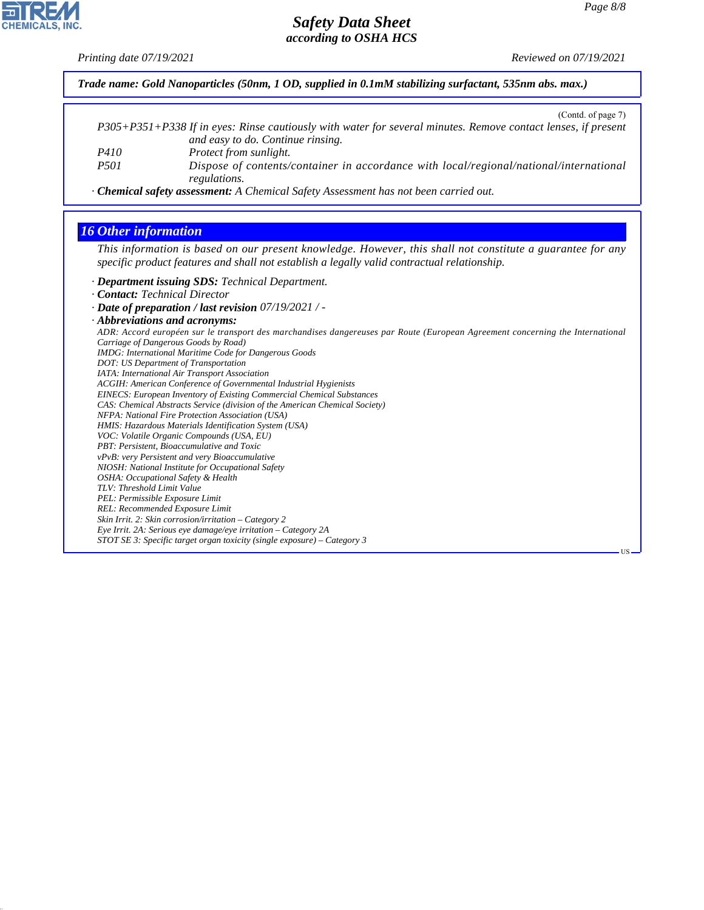**Trade name: Gold Nanoparticles (50nm, 1 OD, supplied in 0.1mM stabilizing surfactant, 535nm abs. max.)**

(Contd. of page 7)

P305+P351+P338 If in eyes: Rinse cautiously with water for several minutes. Remove contact lenses, if present and easy to do. Continue rinsing.

P410 Protect from sunlight.

P501 Dispose of contents/container in accordance with local/regional/national/international regulations.

· **Chemical safety assessment:** A Chemical Safety Assessment has not been carried out.

## 16 Other information

This information is based on our present knowledge. However, this shall not constitute a guarantee for any specific product features and shall not establish a legally valid contractual relationship.

· **Department issuing SDS:** Technical Department.
· **Contact:** Technical Director
· **Date of preparation / last revision** 07/19/2021 / -
· **Abbreviations and acronyms:**

ADR: Accord européen sur le transport des marchandises dangereuses par Route (European Agreement concerning the International Carriage of Dangerous Goods by Road)
IMDG: International Maritime Code for Dangerous Goods
DOT: US Department of Transportation
IATA: International Air Transport Association
ACGIH: American Conference of Governmental Industrial Hygienists
EINECS: European Inventory of Existing Commercial Chemical Substances
CAS: Chemical Abstracts Service (division of the American Chemical Society)
NFPA: National Fire Protection Association (USA)
HMIS: Hazardous Materials Identification System (USA)
VOC: Volatile Organic Compounds (USA, EU)
PBT: Persistent, Bioaccumulative and Toxic
vPvB: very Persistent and very Bioaccumulative
NIOSH: National Institute for Occupational Safety
OSHA: Occupational Safety & Health
TLV: Threshold Limit Value
PEL: Permissible Exposure Limit
REL: Recommended Exposure Limit
Skin Irrit. 2: Skin corrosion/irritation – Category 2
Eye Irrit. 2A: Serious eye damage/eye irritation – Category 2A
STOT SE 3: Specific target organ toxicity (single exposure) – Category 3